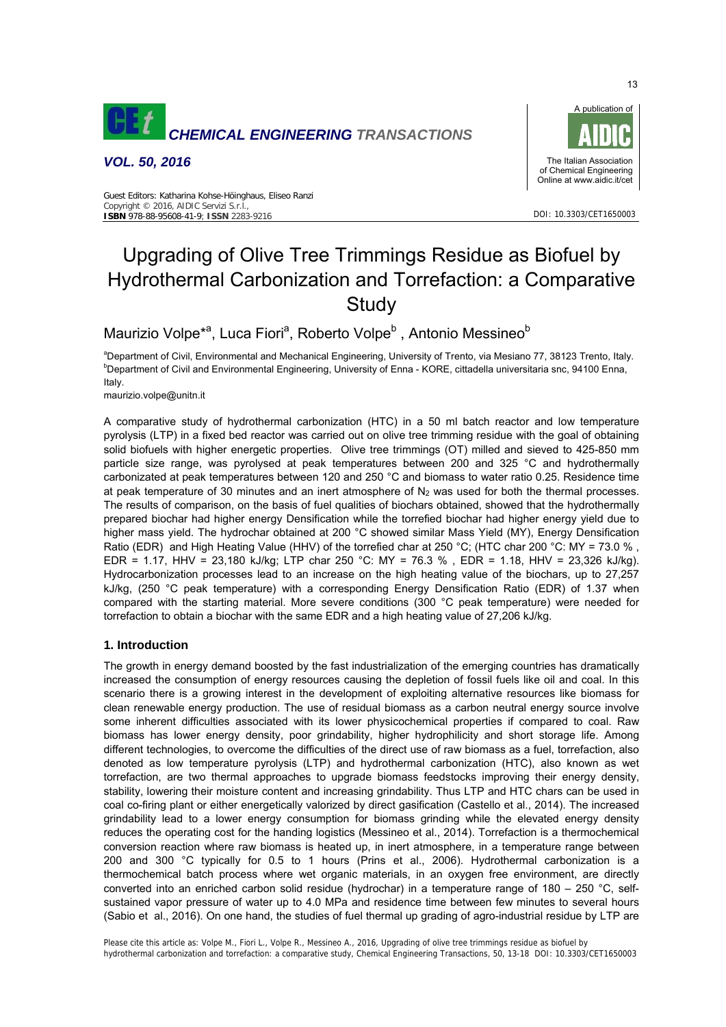# Upgrading of Olive Tree Trimmings Residue as Biofuel by Hydrothermal Carbonization and Torrefaction: a Comparative Study

Maurizio Volpe*[a], Luca Fiori[a], Roberto Volpe[b], Antonio Messineo[b]

[a]Department of Civil, Environmental and Mechanical Engineering, University of Trento, via Mesiano 77, 38123 Trento, Italy.
[b]Department of Civil and Environmental Engineering, University of Enna - KORE, cittadella universitaria snc, 94100 Enna, Italy.
maurizio.volpe@unitn.it

A comparative study of hydrothermal carbonization (HTC) in a 50 ml batch reactor and low temperature pyrolysis (LTP) in a fixed bed reactor was carried out on olive tree trimming residue with the goal of obtaining solid biofuels with higher energetic properties. Olive tree trimmings (OT) milled and sieved to 425-850 mm particle size range, was pyrolysed at peak temperatures between 200 and 325 °C and hydrothermally carbonizated at peak temperatures between 120 and 250 °C and biomass to water ratio 0.25. Residence time at peak temperature of 30 minutes and an inert atmosphere of $N_2$ was used for both the thermal processes. The results of comparison, on the basis of fuel qualities of biochars obtained, showed that the hydrothermally prepared biochar had higher energy Densification while the torrefied biochar had higher energy yield due to higher mass yield. The hydrochar obtained at 200 °C showed similar Mass Yield (MY), Energy Densification Ratio (EDR) and High Heating Value (HHV) of the torrefied char at 250 °C; (HTC char 200 °C: MY = 73.0 %, EDR = 1.17, HHV = 23,180 kJ/kg; LTP char 250 °C: MY = 76.3 %, EDR = 1.18, HHV = 23,326 kJ/kg). Hydrocarbonization processes lead to an increase on the high heating value of the biochars, up to 27,257 kJ/kg, (250 °C peak temperature) with a corresponding Energy Densification Ratio (EDR) of 1.37 when compared with the starting material. More severe conditions (300 °C peak temperature) were needed for torrefaction to obtain a biochar with the same EDR and a high heating value of 27,206 kJ/kg.

## 1. Introduction

The growth in energy demand boosted by the fast industrialization of the emerging countries has dramatically increased the consumption of energy resources causing the depletion of fossil fuels like oil and coal. In this scenario there is a growing interest in the development of exploiting alternative resources like biomass for clean renewable energy production. The use of residual biomass as a carbon neutral energy source involve some inherent difficulties associated with its lower physicochemical properties if compared to coal. Raw biomass has lower energy density, poor grindability, higher hydrophilicity and short storage life. Among different technologies, to overcome the difficulties of the direct use of raw biomass as a fuel, torrefaction, also denoted as low temperature pyrolysis (LTP) and hydrothermal carbonization (HTC), also known as wet torrefaction, are two thermal approaches to upgrade biomass feedstocks improving their energy density, stability, lowering their moisture content and increasing grindability. Thus LTP and HTC chars can be used in coal co-firing plant or either energetically valorized by direct gasification (Castello et al., 2014). The increased grindability lead to a lower energy consumption for biomass grinding while the elevated energy density reduces the operating cost for the handing logistics (Messineo et al., 2014). Torrefaction is a thermochemical conversion reaction where raw biomass is heated up, in inert atmosphere, in a temperature range between 200 and 300 °C typically for 0.5 to 1 hours (Prins et al., 2006). Hydrothermal carbonization is a thermochemical batch process where wet organic materials, in an oxygen free environment, are directly converted into an enriched carbon solid residue (hydrochar) in a temperature range of 180 – 250 °C, self-sustained vapor pressure of water up to 4.0 MPa and residence time between few minutes to several hours (Sabio et al., 2016). On one hand, the studies of fuel thermal up grading of agro-industrial residue by LTP are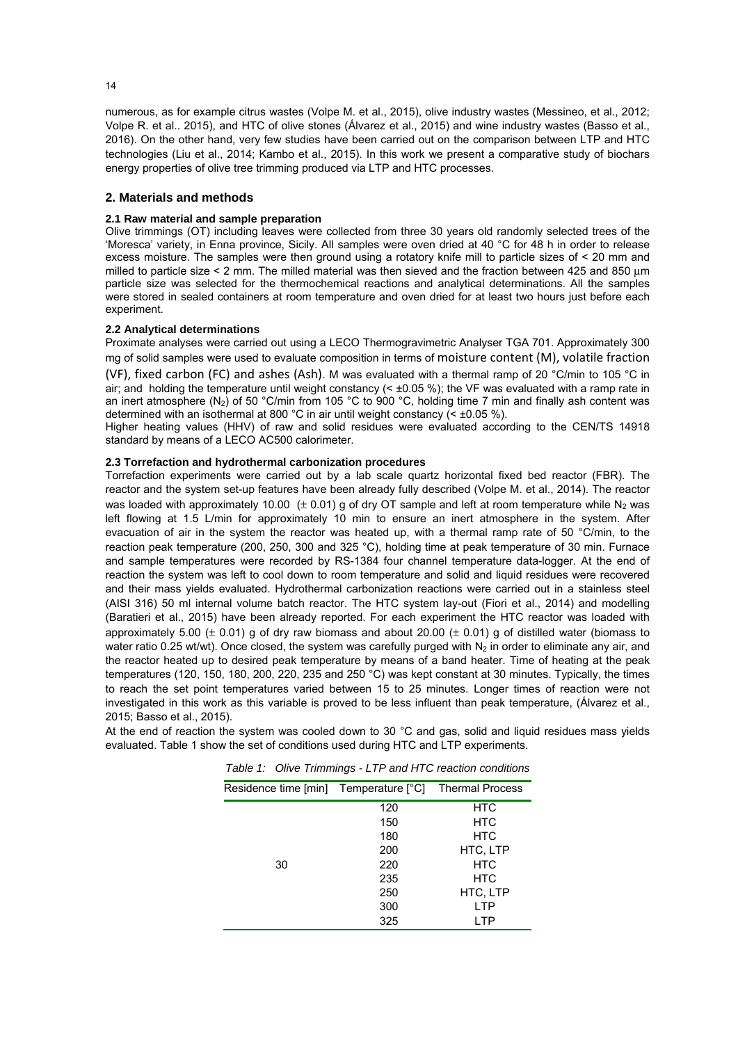numerous, as for example citrus wastes (Volpe M. et al., 2015), olive industry wastes (Messineo, et al., 2012; Volpe R. et al.. 2015), and HTC of olive stones (Álvarez et al., 2015) and wine industry wastes (Basso et al., 2016). On the other hand, very few studies have been carried out on the comparison between LTP and HTC technologies (Liu et al., 2014; Kambo et al., 2015). In this work we present a comparative study of biochars energy properties of olive tree trimming produced via LTP and HTC processes.

## 2. Materials and methods

### 2.1 Raw material and sample preparation

Olive trimmings (OT) including leaves were collected from three 30 years old randomly selected trees of the 'Moresca' variety, in Enna province, Sicily. All samples were oven dried at 40 °C for 48 h in order to release excess moisture. The samples were then ground using a rotatory knife mill to particle sizes of < 20 mm and milled to particle size < 2 mm. The milled material was then sieved and the fraction between 425 and 850 μm particle size was selected for the thermochemical reactions and analytical determinations. All the samples were stored in sealed containers at room temperature and oven dried for at least two hours just before each experiment.

### 2.2 Analytical determinations

Proximate analyses were carried out using a LECO Thermogravimetric Analyser TGA 701. Approximately 300 mg of solid samples were used to evaluate composition in terms of moisture content (M), volatile fraction (VF), fixed carbon (FC) and ashes (Ash). M was evaluated with a thermal ramp of 20 °C/min to 105 °C in air; and holding the temperature until weight constancy (< ±0.05 %); the VF was evaluated with a ramp rate in an inert atmosphere ($N_2$) of 50 °C/min from 105 °C to 900 °C, holding time 7 min and finally ash content was determined with an isothermal at 800 °C in air until weight constancy (< ±0.05 %).

Higher heating values (HHV) of raw and solid residues were evaluated according to the CEN/TS 14918 standard by means of a LECO AC500 calorimeter.

### 2.3 Torrefaction and hydrothermal carbonization procedures

Torrefaction experiments were carried out by a lab scale quartz horizontal fixed bed reactor (FBR). The reactor and the system set-up features have been already fully described (Volpe M. et al., 2014). The reactor was loaded with approximately 10.00 (± 0.01) g of dry OT sample and left at room temperature while $N_2$ was left flowing at 1.5 L/min for approximately 10 min to ensure an inert atmosphere in the system. After evacuation of air in the system the reactor was heated up, with a thermal ramp rate of 50 °C/min, to the reaction peak temperature (200, 250, 300 and 325 °C), holding time at peak temperature of 30 min. Furnace and sample temperatures were recorded by RS-1384 four channel temperature data-logger. At the end of reaction the system was left to cool down to room temperature and solid and liquid residues were recovered and their mass yields evaluated. Hydrothermal carbonization reactions were carried out in a stainless steel (AISI 316) 50 ml internal volume batch reactor. The HTC system lay-out (Fiori et al., 2014) and modelling (Baratieri et al., 2015) have been already reported. For each experiment the HTC reactor was loaded with approximately 5.00 (± 0.01) g of dry raw biomass and about 20.00 (± 0.01) g of distilled water (biomass to water ratio 0.25 wt/wt). Once closed, the system was carefully purged with $N_2$ in order to eliminate any air, and the reactor heated up to desired peak temperature by means of a band heater. Time of heating at the peak temperatures (120, 150, 180, 200, 220, 235 and 250 °C) was kept constant at 30 minutes. Typically, the times to reach the set point temperatures varied between 15 to 25 minutes. Longer times of reaction were not investigated in this work as this variable is proved to be less influent than peak temperature, (Álvarez et al., 2015; Basso et al., 2015).

At the end of reaction the system was cooled down to 30 °C and gas, solid and liquid residues mass yields evaluated. Table 1 show the set of conditions used during HTC and LTP experiments.

*Table 1: Olive Trimmings - LTP and HTC reaction conditions*

| Residence time [min] | Temperature [°C] | Thermal Process |
|---|---|---|
| 30 | 120 | HTC |
| | 150 | HTC |
| | 180 | HTC |
| | 200 | HTC, LTP |
| | 220 | HTC |
| | 235 | HTC |
| | 250 | HTC, LTP |
| | 300 | LTP |
| | 325 | LTP |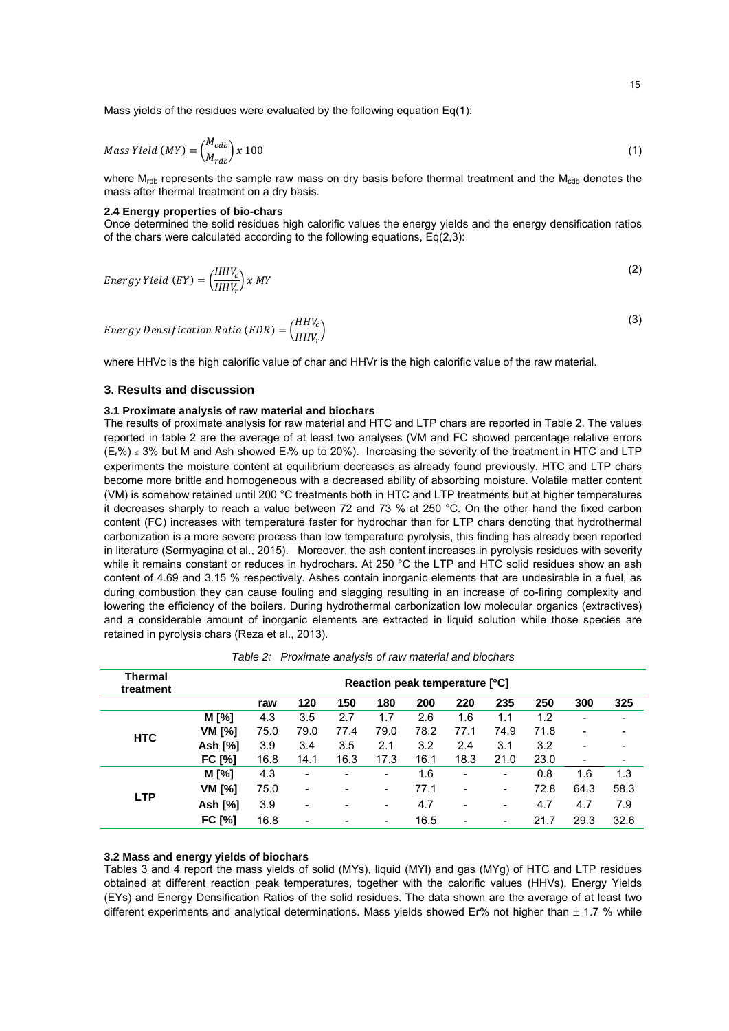Mass yields of the residues were evaluated by the following equation Eq(1):

$$Mass\ Yield\ (MY) = \left(\frac{M_{cdb}}{M_{rdb}}\right) x\ 100 \tag{1}$$

where $M_{rdb}$ represents the sample raw mass on dry basis before thermal treatment and the $M_{cdb}$ denotes the mass after thermal treatment on a dry basis.

### 2.4 Energy properties of bio-chars

Once determined the solid residues high calorific values the energy yields and the energy densification ratios of the chars were calculated according to the following equations, Eq(2,3):

$$Energy\ Yield\ (EY) = \left(\frac{HHV_c}{HHV_r}\right) x\ MY \tag{2}$$

$$Energy\ Densification\ Ratio\ (EDR) = \left(\frac{HHV_c}{HHV_r}\right) \tag{3}$$

where HHVc is the high calorific value of char and HHVr is the high calorific value of the raw material.

## 3. Results and discussion

### 3.1 Proximate analysis of raw material and biochars

The results of proximate analysis for raw material and HTC and LTP chars are reported in Table 2. The values reported in table 2 are the average of at least two analyses (VM and FC showed percentage relative errors ($E_r$%) ≤ 3% but M and Ash showed $E_r$% up to 20%). Increasing the severity of the treatment in HTC and LTP experiments the moisture content at equilibrium decreases as already found previously. HTC and LTP chars become more brittle and homogeneous with a decreased ability of absorbing moisture. Volatile matter content (VM) is somehow retained until 200 °C treatments both in HTC and LTP treatments but at higher temperatures it decreases sharply to reach a value between 72 and 73 % at 250 °C. On the other hand the fixed carbon content (FC) increases with temperature faster for hydrochar than for LTP chars denoting that hydrothermal carbonization is a more severe process than low temperature pyrolysis, this finding has already been reported in literature (Sermyagina et al., 2015). Moreover, the ash content increases in pyrolysis residues with severity while it remains constant or reduces in hydrochars. At 250 °C the LTP and HTC solid residues show an ash content of 4.69 and 3.15 % respectively. Ashes contain inorganic elements that are undesirable in a fuel, as during combustion they can cause fouling and slagging resulting in an increase of co-firing complexity and lowering the efficiency of the boilers. During hydrothermal carbonization low molecular organics (extractives) and a considerable amount of inorganic elements are extracted in liquid solution while those species are retained in pyrolysis chars (Reza et al., 2013).

*Table 2: Proximate analysis of raw material and biochars*

| Thermal treatment | | Reaction peak temperature [°C] | | | | | | | | | |
|---|---|---|---|---|---|---|---|---|---|---|---|
| | | raw | 120 | 150 | 180 | 200 | 220 | 235 | 250 | 300 | 325 |
| HTC | M [%] | 4.3 | 3.5 | 2.7 | 1.7 | 2.6 | 1.6 | 1.1 | 1.2 | - | - |
| | VM [%] | 75.0 | 79.0 | 77.4 | 79.0 | 78.2 | 77.1 | 74.9 | 71.8 | - | - |
| | Ash [%] | 3.9 | 3.4 | 3.5 | 2.1 | 3.2 | 2.4 | 3.1 | 3.2 | - | - |
| | FC [%] | 16.8 | 14.1 | 16.3 | 17.3 | 16.1 | 18.3 | 21.0 | 23.0 | - | - |
| LTP | M [%] | 4.3 | - | - | - | 1.6 | - | - | 0.8 | 1.6 | 1.3 |
| | VM [%] | 75.0 | - | - | - | 77.1 | - | - | 72.8 | 64.3 | 58.3 |
| | Ash [%] | 3.9 | - | - | - | 4.7 | - | - | 4.7 | 4.7 | 7.9 |
| | FC [%] | 16.8 | - | - | - | 16.5 | - | - | 21.7 | 29.3 | 32.6 |

### 3.2 Mass and energy yields of biochars

Tables 3 and 4 report the mass yields of solid (MYs), liquid (MYl) and gas (MYg) of HTC and LTP residues obtained at different reaction peak temperatures, together with the calorific values (HHVs), Energy Yields (EYs) and Energy Densification Ratios of the solid residues. The data shown are the average of at least two different experiments and analytical determinations. Mass yields showed Er% not higher than ± 1.7 % while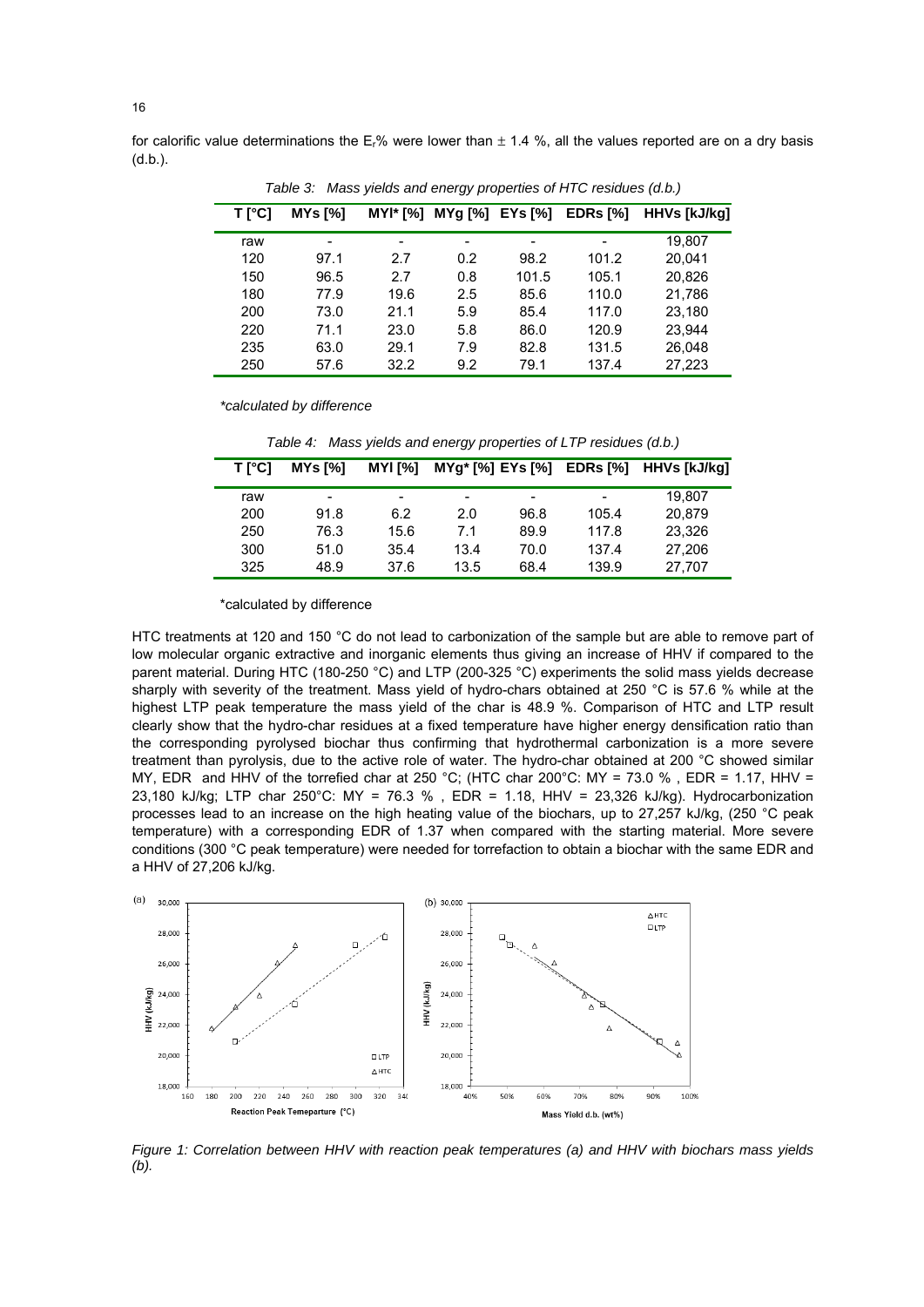for calorific value determinations the $E_r$% were lower than ± 1.4 %, all the values reported are on a dry basis (d.b.).

*Table 3: Mass yields and energy properties of HTC residues (d.b.)*

| T [°C] | MYs [%] | MYl* [%] | MYg [%] | EYs [%] | EDRs [%] | HHVs [kJ/kg] |
|---|---|---|---|---|---|---|
| raw | - | - | - | - | - | 19,807 |
| 120 | 97.1 | 2.7 | 0.2 | 98.2 | 101.2 | 20,041 |
| 150 | 96.5 | 2.7 | 0.8 | 101.5 | 105.1 | 20,826 |
| 180 | 77.9 | 19.6 | 2.5 | 85.6 | 110.0 | 21,786 |
| 200 | 73.0 | 21.1 | 5.9 | 85.4 | 117.0 | 23,180 |
| 220 | 71.1 | 23.0 | 5.8 | 86.0 | 120.9 | 23,944 |
| 235 | 63.0 | 29.1 | 7.9 | 82.8 | 131.5 | 26,048 |
| 250 | 57.6 | 32.2 | 9.2 | 79.1 | 137.4 | 27,223 |

*\*calculated by difference*

*Table 4: Mass yields and energy properties of LTP residues (d.b.)*

| T [°C] | MYs [%] | MYl [%] | MYg* [%] | EYs [%] | EDRs [%] | HHVs [kJ/kg] |
|---|---|---|---|---|---|---|
| raw | - | - | - | - | - | 19,807 |
| 200 | 91.8 | 6.2 | 2.0 | 96.8 | 105.4 | 20,879 |
| 250 | 76.3 | 15.6 | 7.1 | 89.9 | 117.8 | 23,326 |
| 300 | 51.0 | 35.4 | 13.4 | 70.0 | 137.4 | 27,206 |
| 325 | 48.9 | 37.6 | 13.5 | 68.4 | 139.9 | 27,707 |

\*calculated by difference

HTC treatments at 120 and 150 °C do not lead to carbonization of the sample but are able to remove part of low molecular organic extractive and inorganic elements thus giving an increase of HHV if compared to the parent material. During HTC (180-250 °C) and LTP (200-325 °C) experiments the solid mass yields decrease sharply with severity of the treatment. Mass yield of hydro-chars obtained at 250 °C is 57.6 % while at the highest LTP peak temperature the mass yield of the char is 48.9 %. Comparison of HTC and LTP result clearly show that the hydro-char residues at a fixed temperature have higher energy densification ratio than the corresponding pyrolysed biochar thus confirming that hydrothermal carbonization is a more severe treatment than pyrolysis, due to the active role of water. The hydro-char obtained at 200 °C showed similar MY, EDR and HHV of the torrefied char at 250 °C; (HTC char 200°C: MY = 73.0 % , EDR = 1.17, HHV = 23,180 kJ/kg; LTP char 250°C: MY = 76.3 % , EDR = 1.18, HHV = 23,326 kJ/kg). Hydrocarbonization processes lead to an increase on the high heating value of the biochars, up to 27,257 kJ/kg, (250 °C peak temperature) with a corresponding EDR of 1.37 when compared with the starting material. More severe conditions (300 °C peak temperature) were needed for torrefaction to obtain a biochar with the same EDR and a HHV of 27,206 kJ/kg.

*Figure 1: Correlation between HHV with reaction peak temperatures (a) and HHV with biochars mass yields (b).*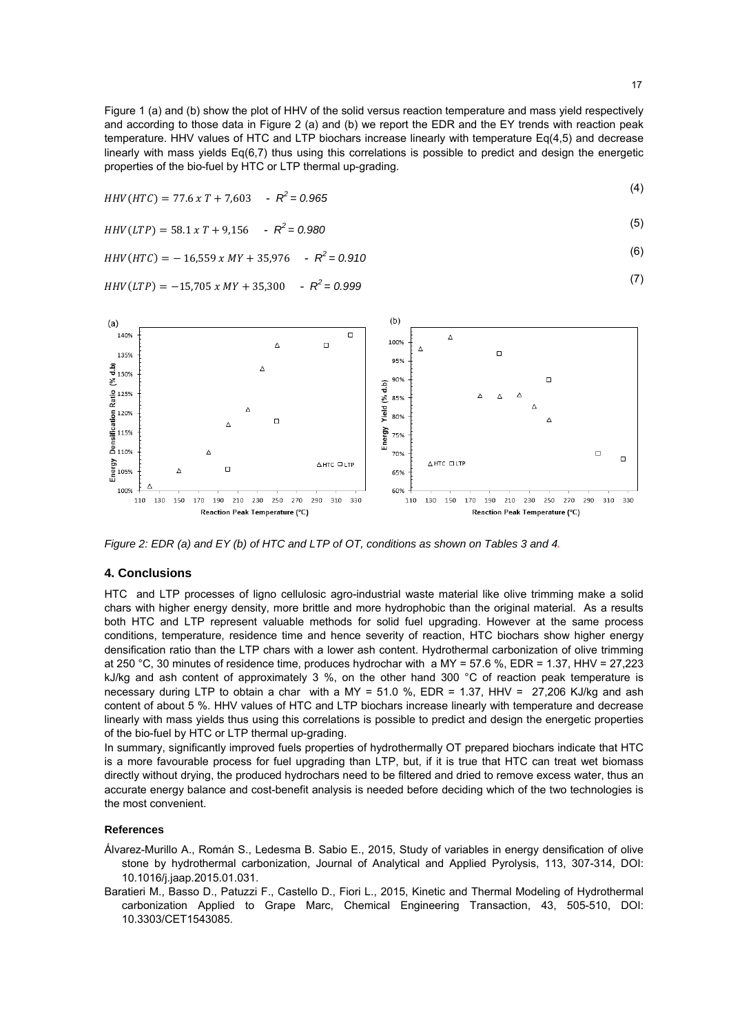Figure 1 (a) and (b) show the plot of HHV of the solid versus reaction temperature and mass yield respectively and according to those data in Figure 2 (a) and (b) we report the EDR and the EY trends with reaction peak temperature. HHV values of HTC and LTP biochars increase linearly with temperature Eq(4,5) and decrease linearly with mass yields Eq(6,7) thus using this correlations is possible to predict and design the energetic properties of the bio-fuel by HTC or LTP thermal up-grading.

$$HHV(HTC) = 77.6 \; x \; T + 7{,}603 \quad - R^2 = 0.965 \tag{4}$$

$$HHV(LTP) = 58.1 \; x \; T + 9{,}156 \quad - R^2 = 0.980 \tag{5}$$

$$HHV(HTC) = -16{,}559 \; x \; MY + 35{,}976 \quad - R^2 = 0.910 \tag{6}$$

$$HHV(LTP) = -15{,}705 \; x \; MY + 35{,}300 \quad - R^2 = 0.999 \tag{7}$$

*Figure 2: EDR (a) and EY (b) of HTC and LTP of OT, conditions as shown on Tables 3 and 4.*

## 4. Conclusions

HTC and LTP processes of ligno cellulosic agro-industrial waste material like olive trimming make a solid chars with higher energy density, more brittle and more hydrophobic than the original material. As a results both HTC and LTP represent valuable methods for solid fuel upgrading. However at the same process conditions, temperature, residence time and hence severity of reaction, HTC biochars show higher energy densification ratio than the LTP chars with a lower ash content. Hydrothermal carbonization of olive trimming at 250 °C, 30 minutes of residence time, produces hydrochar with a MY = 57.6 %, EDR = 1.37, HHV = 27,223 kJ/kg and ash content of approximately 3 %, on the other hand 300 °C of reaction peak temperature is necessary during LTP to obtain a char with a MY = 51.0 %, EDR = 1.37, HHV = 27,206 KJ/kg and ash content of about 5 %. HHV values of HTC and LTP biochars increase linearly with temperature and decrease linearly with mass yields thus using this correlations is possible to predict and design the energetic properties of the bio-fuel by HTC or LTP thermal up-grading.

In summary, significantly improved fuels properties of hydrothermally OT prepared biochars indicate that HTC is a more favourable process for fuel upgrading than LTP, but, if it is true that HTC can treat wet biomass directly without drying, the produced hydrochars need to be filtered and dried to remove excess water, thus an accurate energy balance and cost-benefit analysis is needed before deciding which of the two technologies is the most convenient.

### References

Álvarez-Murillo A., Román S., Ledesma B. Sabio E., 2015, Study of variables in energy densification of olive stone by hydrothermal carbonization, Journal of Analytical and Applied Pyrolysis, 113, 307-314, DOI: 10.1016/j.jaap.2015.01.031.

Baratieri M., Basso D., Patuzzi F., Castello D., Fiori L., 2015, Kinetic and Thermal Modeling of Hydrothermal carbonization Applied to Grape Marc, Chemical Engineering Transaction, 43, 505-510, DOI: 10.3303/CET1543085.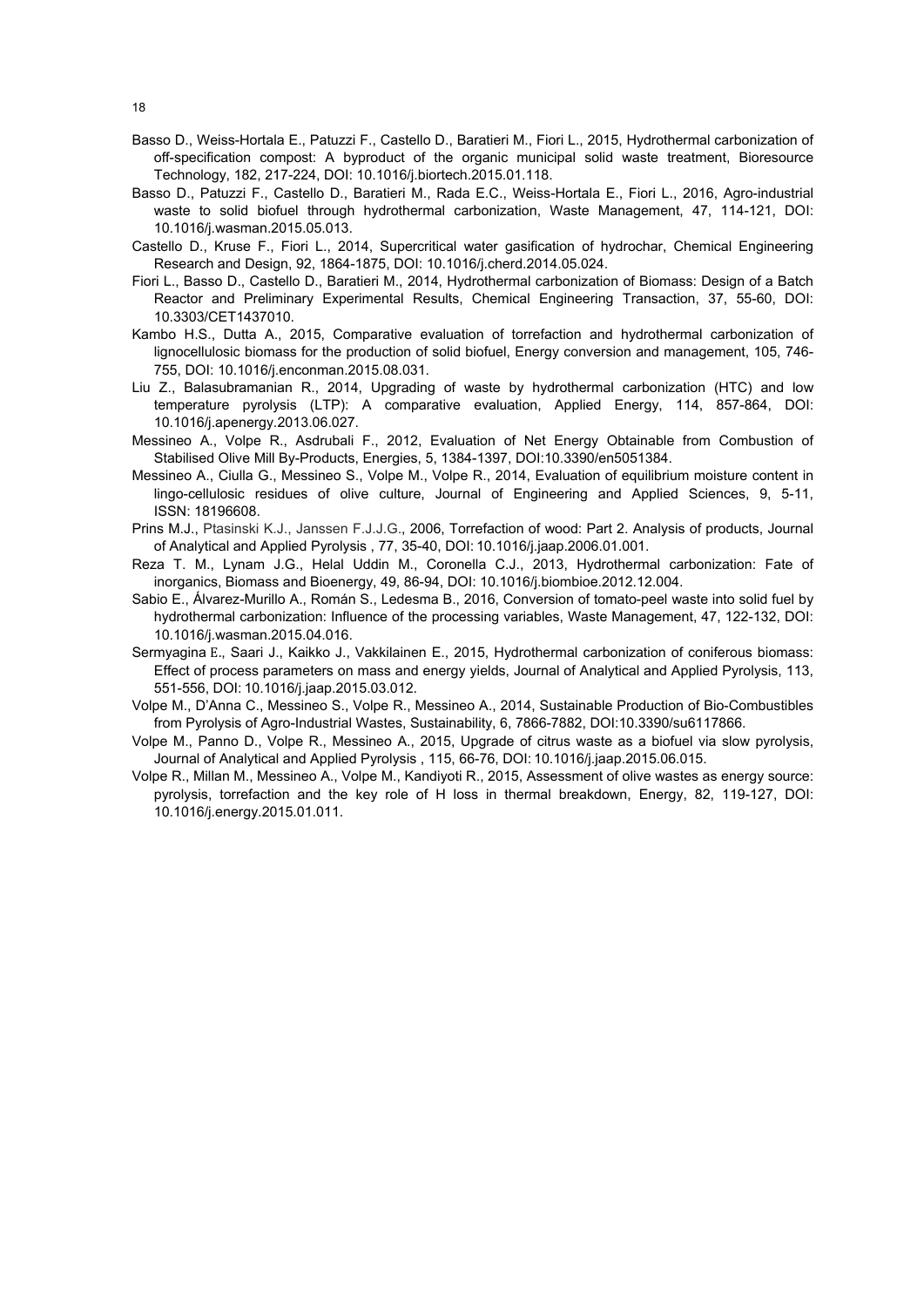Basso D., Weiss-Hortala E., Patuzzi F., Castello D., Baratieri M., Fiori L., 2015, Hydrothermal carbonization of off-specification compost: A byproduct of the organic municipal solid waste treatment, Bioresource Technology, 182, 217-224, DOI: 10.1016/j.biortech.2015.01.118.

Basso D., Patuzzi F., Castello D., Baratieri M., Rada E.C., Weiss-Hortala E., Fiori L., 2016, Agro-industrial waste to solid biofuel through hydrothermal carbonization, Waste Management, 47, 114-121, DOI: 10.1016/j.wasman.2015.05.013.

Castello D., Kruse F., Fiori L., 2014, Supercritical water gasification of hydrochar, Chemical Engineering Research and Design, 92, 1864-1875, DOI: 10.1016/j.cherd.2014.05.024.

Fiori L., Basso D., Castello D., Baratieri M., 2014, Hydrothermal carbonization of Biomass: Design of a Batch Reactor and Preliminary Experimental Results, Chemical Engineering Transaction, 37, 55-60, DOI: 10.3303/CET1437010.

Kambo H.S., Dutta A., 2015, Comparative evaluation of torrefaction and hydrothermal carbonization of lignocellulosic biomass for the production of solid biofuel, Energy conversion and management, 105, 746-755, DOI: 10.1016/j.enconman.2015.08.031.

Liu Z., Balasubramanian R., 2014, Upgrading of waste by hydrothermal carbonization (HTC) and low temperature pyrolysis (LTP): A comparative evaluation, Applied Energy, 114, 857-864, DOI: 10.1016/j.apenergy.2013.06.027.

Messineo A., Volpe R., Asdrubali F., 2012, Evaluation of Net Energy Obtainable from Combustion of Stabilised Olive Mill By-Products, Energies, 5, 1384-1397, DOI:10.3390/en5051384.

Messineo A., Ciulla G., Messineo S., Volpe M., Volpe R., 2014, Evaluation of equilibrium moisture content in lingo-cellulosic residues of olive culture, Journal of Engineering and Applied Sciences, 9, 5-11, ISSN: 18196608.

Prins M.J., Ptasinski K.J., Janssen F.J.J.G., 2006, Torrefaction of wood: Part 2. Analysis of products, Journal of Analytical and Applied Pyrolysis , 77, 35-40, DOI: 10.1016/j.jaap.2006.01.001.

Reza T. M., Lynam J.G., Helal Uddin M., Coronella C.J., 2013, Hydrothermal carbonization: Fate of inorganics, Biomass and Bioenergy, 49, 86-94, DOI: 10.1016/j.biombioe.2012.12.004.

Sabio E., Álvarez-Murillo A., Román S., Ledesma B., 2016, Conversion of tomato-peel waste into solid fuel by hydrothermal carbonization: Influence of the processing variables, Waste Management, 47, 122-132, DOI: 10.1016/j.wasman.2015.04.016.

Sermyagina E., Saari J., Kaikko J., Vakkilainen E., 2015, Hydrothermal carbonization of coniferous biomass: Effect of process parameters on mass and energy yields, Journal of Analytical and Applied Pyrolysis, 113, 551-556, DOI: 10.1016/j.jaap.2015.03.012.

Volpe M., D'Anna C., Messineo S., Volpe R., Messineo A., 2014, Sustainable Production of Bio-Combustibles from Pyrolysis of Agro-Industrial Wastes, Sustainability, 6, 7866-7882, DOI:10.3390/su6117866.

Volpe M., Panno D., Volpe R., Messineo A., 2015, Upgrade of citrus waste as a biofuel via slow pyrolysis, Journal of Analytical and Applied Pyrolysis , 115, 66-76, DOI: 10.1016/j.jaap.2015.06.015.

Volpe R., Millan M., Messineo A., Volpe M., Kandiyoti R., 2015, Assessment of olive wastes as energy source: pyrolysis, torrefaction and the key role of H loss in thermal breakdown, Energy, 82, 119-127, DOI: 10.1016/j.energy.2015.01.011.